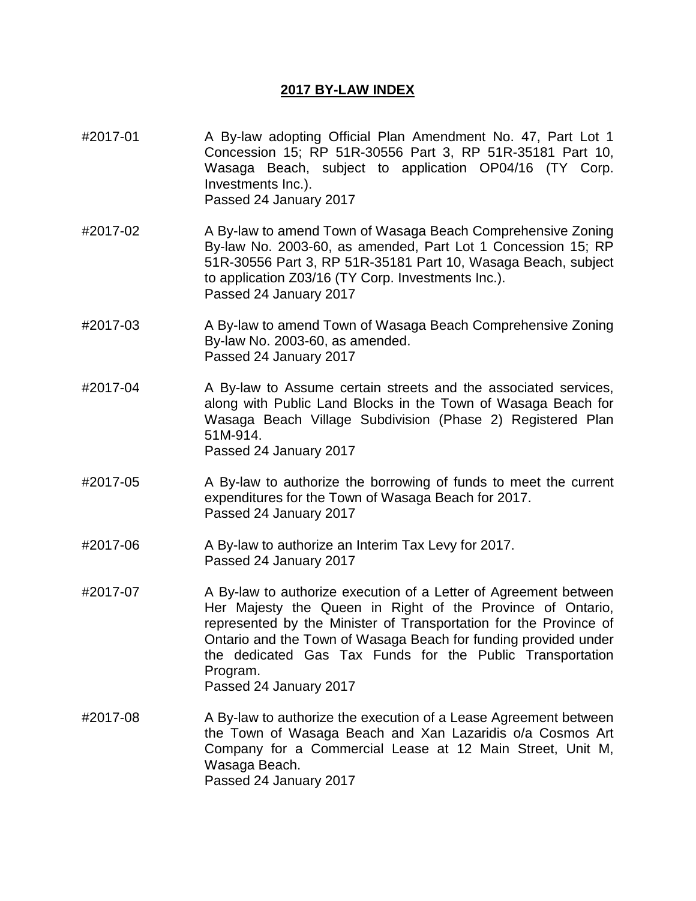## 2017 BY-LAW INDEX

**#2017-01**

A By-law adopting Official Plan Amendment No. 47, Part Lot 1 Concession 15; RP 51R-30556 Part 3, RP 51R-35181 Part 10, Wasaga Beach, subject to application OP04/16 (TY Corp. Investments Inc.).
Passed 24 January 2017

**#2017-02**

A By-law to amend Town of Wasaga Beach Comprehensive Zoning By-law No. 2003-60, as amended, Part Lot 1 Concession 15; RP 51R-30556 Part 3, RP 51R-35181 Part 10, Wasaga Beach, subject to application Z03/16 (TY Corp. Investments Inc.).
Passed 24 January 2017

**#2017-03**

A By-law to amend Town of Wasaga Beach Comprehensive Zoning By-law No. 2003-60, as amended.
Passed 24 January 2017

**#2017-04**

A By-law to Assume certain streets and the associated services, along with Public Land Blocks in the Town of Wasaga Beach for Wasaga Beach Village Subdivision (Phase 2) Registered Plan 51M-914.
Passed 24 January 2017

**#2017-05**

A By-law to authorize the borrowing of funds to meet the current expenditures for the Town of Wasaga Beach for 2017.
Passed 24 January 2017

**#2017-06**

A By-law to authorize an Interim Tax Levy for 2017.
Passed 24 January 2017

**#2017-07**

A By-law to authorize execution of a Letter of Agreement between Her Majesty the Queen in Right of the Province of Ontario, represented by the Minister of Transportation for the Province of Ontario and the Town of Wasaga Beach for funding provided under the dedicated Gas Tax Funds for the Public Transportation Program.
Passed 24 January 2017

**#2017-08**

A By-law to authorize the execution of a Lease Agreement between the Town of Wasaga Beach and Xan Lazaridis o/a Cosmos Art Company for a Commercial Lease at 12 Main Street, Unit M, Wasaga Beach.
Passed 24 January 2017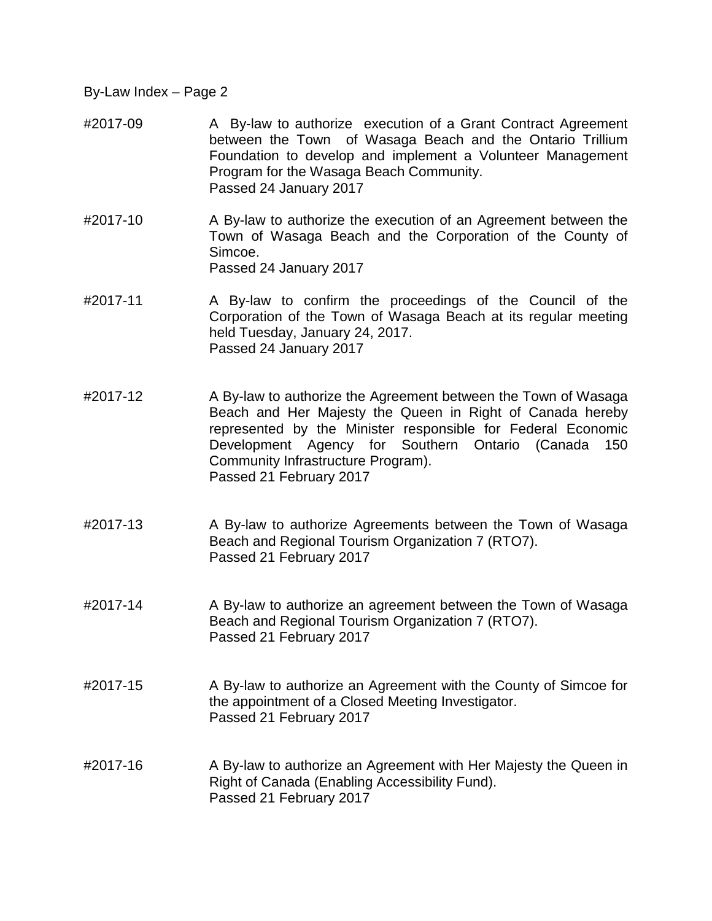#2017-09 A By-law to authorize execution of a Grant Contract Agreement between the Town of Wasaga Beach and the Ontario Trillium Foundation to develop and implement a Volunteer Management Program for the Wasaga Beach Community.
Passed 24 January 2017

#2017-10 A By-law to authorize the execution of an Agreement between the Town of Wasaga Beach and the Corporation of the County of Simcoe.
Passed 24 January 2017

#2017-11 A By-law to confirm the proceedings of the Council of the Corporation of the Town of Wasaga Beach at its regular meeting held Tuesday, January 24, 2017.
Passed 24 January 2017

#2017-12 A By-law to authorize the Agreement between the Town of Wasaga Beach and Her Majesty the Queen in Right of Canada hereby represented by the Minister responsible for Federal Economic Development Agency for Southern Ontario (Canada 150 Community Infrastructure Program).
Passed 21 February 2017

#2017-13 A By-law to authorize Agreements between the Town of Wasaga Beach and Regional Tourism Organization 7 (RTO7).
Passed 21 February 2017

#2017-14 A By-law to authorize an agreement between the Town of Wasaga Beach and Regional Tourism Organization 7 (RTO7).
Passed 21 February 2017

#2017-15 A By-law to authorize an Agreement with the County of Simcoe for the appointment of a Closed Meeting Investigator.
Passed 21 February 2017

#2017-16 A By-law to authorize an Agreement with Her Majesty the Queen in Right of Canada (Enabling Accessibility Fund).
Passed 21 February 2017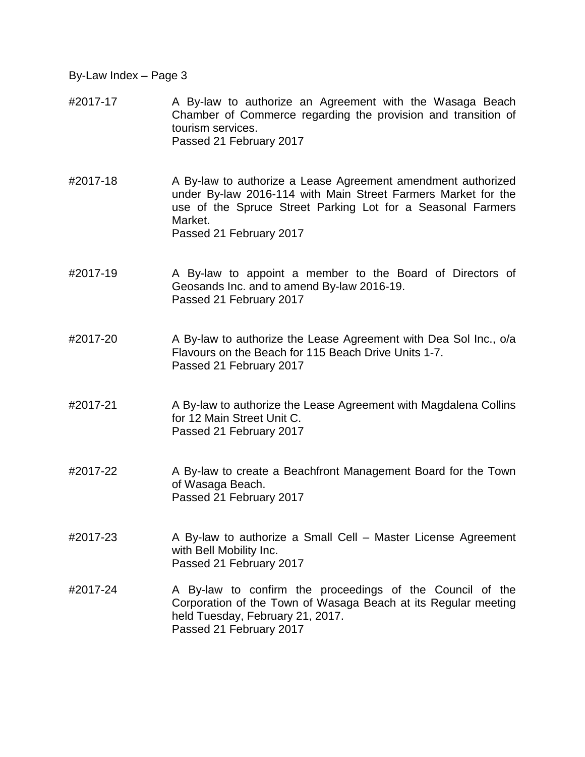By-Law Index – Page 3

#2017-17 A By-law to authorize an Agreement with the Wasaga Beach Chamber of Commerce regarding the provision and transition of tourism services.
Passed 21 February 2017

#2017-18 A By-law to authorize a Lease Agreement amendment authorized under By-law 2016-114 with Main Street Farmers Market for the use of the Spruce Street Parking Lot for a Seasonal Farmers Market.
Passed 21 February 2017

#2017-19 A By-law to appoint a member to the Board of Directors of Geosands Inc. and to amend By-law 2016-19.
Passed 21 February 2017

#2017-20 A By-law to authorize the Lease Agreement with Dea Sol Inc., o/a Flavours on the Beach for 115 Beach Drive Units 1-7.
Passed 21 February 2017

#2017-21 A By-law to authorize the Lease Agreement with Magdalena Collins for 12 Main Street Unit C.
Passed 21 February 2017

#2017-22 A By-law to create a Beachfront Management Board for the Town of Wasaga Beach.
Passed 21 February 2017

#2017-23 A By-law to authorize a Small Cell – Master License Agreement with Bell Mobility Inc.
Passed 21 February 2017

#2017-24 A By-law to confirm the proceedings of the Council of the Corporation of the Town of Wasaga Beach at its Regular meeting held Tuesday, February 21, 2017.
Passed 21 February 2017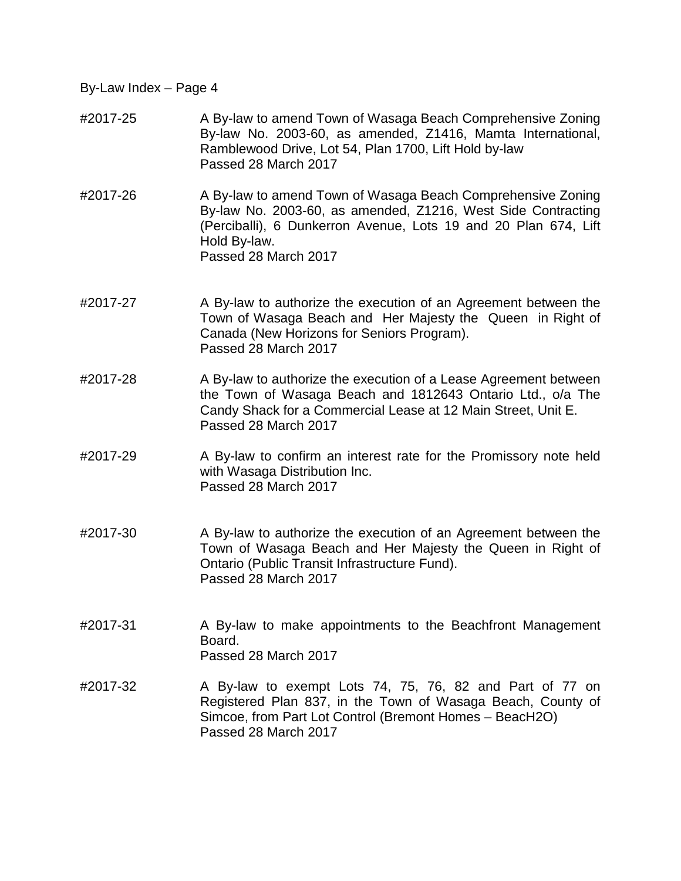#2017-25 A By-law to amend Town of Wasaga Beach Comprehensive Zoning By-law No. 2003-60, as amended, Z1416, Mamta International, Ramblewood Drive, Lot 54, Plan 1700, Lift Hold by-law
Passed 28 March 2017

#2017-26 A By-law to amend Town of Wasaga Beach Comprehensive Zoning By-law No. 2003-60, as amended, Z1216, West Side Contracting (Perciballi), 6 Dunkerron Avenue, Lots 19 and 20 Plan 674, Lift Hold By-law.
Passed 28 March 2017

#2017-27 A By-law to authorize the execution of an Agreement between the Town of Wasaga Beach and Her Majesty the Queen in Right of Canada (New Horizons for Seniors Program).
Passed 28 March 2017

#2017-28 A By-law to authorize the execution of a Lease Agreement between the Town of Wasaga Beach and 1812643 Ontario Ltd., o/a The Candy Shack for a Commercial Lease at 12 Main Street, Unit E.
Passed 28 March 2017

#2017-29 A By-law to confirm an interest rate for the Promissory note held with Wasaga Distribution Inc.
Passed 28 March 2017

#2017-30 A By-law to authorize the execution of an Agreement between the Town of Wasaga Beach and Her Majesty the Queen in Right of Ontario (Public Transit Infrastructure Fund).
Passed 28 March 2017

#2017-31 A By-law to make appointments to the Beachfront Management Board.
Passed 28 March 2017

#2017-32 A By-law to exempt Lots 74, 75, 76, 82 and Part of 77 on Registered Plan 837, in the Town of Wasaga Beach, County of Simcoe, from Part Lot Control (Bremont Homes – BeacH2O)
Passed 28 March 2017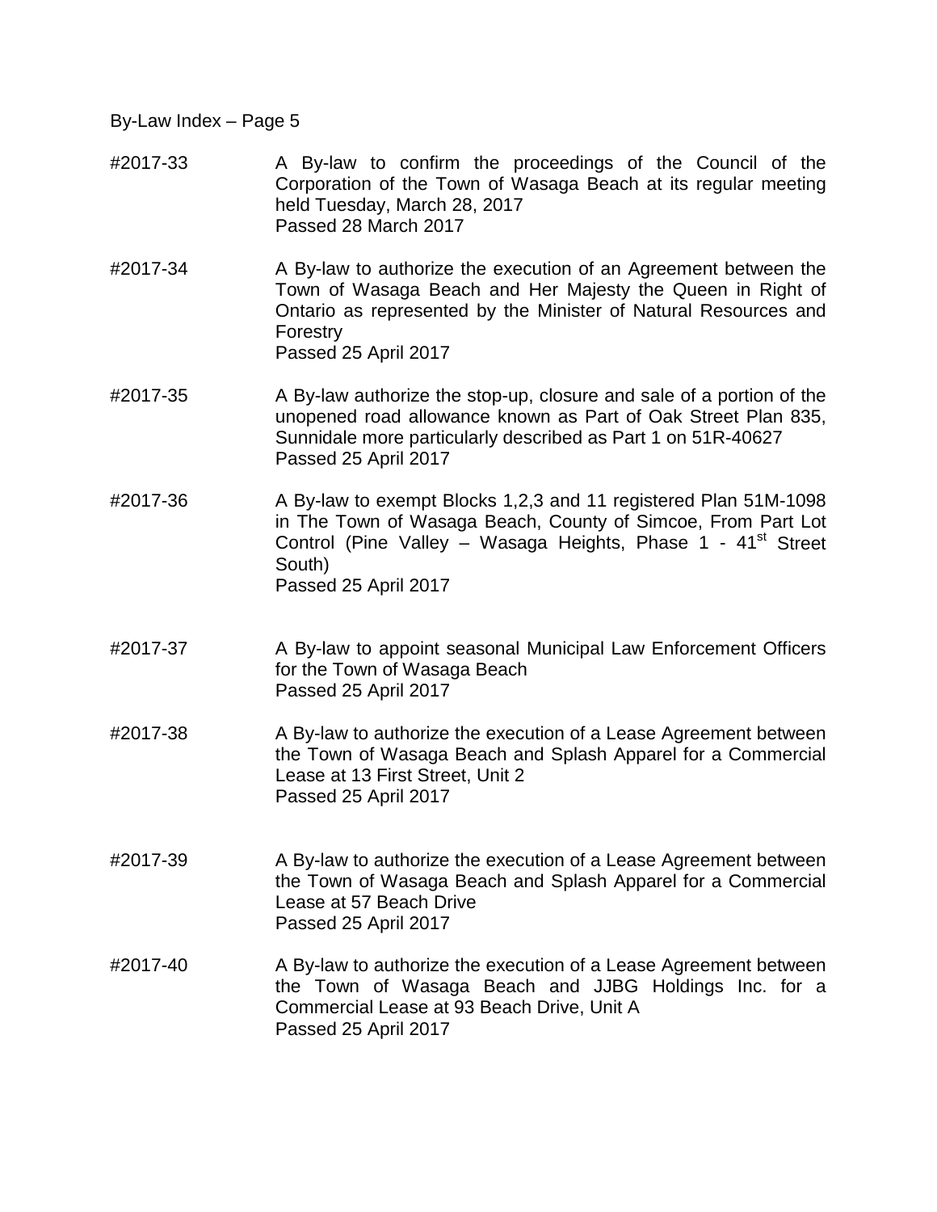#2017-33 A By-law to confirm the proceedings of the Council of the Corporation of the Town of Wasaga Beach at its regular meeting held Tuesday, March 28, 2017
Passed 28 March 2017

#2017-34 A By-law to authorize the execution of an Agreement between the Town of Wasaga Beach and Her Majesty the Queen in Right of Ontario as represented by the Minister of Natural Resources and Forestry
Passed 25 April 2017

#2017-35 A By-law authorize the stop-up, closure and sale of a portion of the unopened road allowance known as Part of Oak Street Plan 835, Sunnidale more particularly described as Part 1 on 51R-40627
Passed 25 April 2017

#2017-36 A By-law to exempt Blocks 1,2,3 and 11 registered Plan 51M-1098 in The Town of Wasaga Beach, County of Simcoe, From Part Lot Control (Pine Valley – Wasaga Heights, Phase 1 - 41st Street South)
Passed 25 April 2017

#2017-37 A By-law to appoint seasonal Municipal Law Enforcement Officers for the Town of Wasaga Beach
Passed 25 April 2017

#2017-38 A By-law to authorize the execution of a Lease Agreement between the Town of Wasaga Beach and Splash Apparel for a Commercial Lease at 13 First Street, Unit 2
Passed 25 April 2017

#2017-39 A By-law to authorize the execution of a Lease Agreement between the Town of Wasaga Beach and Splash Apparel for a Commercial Lease at 57 Beach Drive
Passed 25 April 2017

#2017-40 A By-law to authorize the execution of a Lease Agreement between the Town of Wasaga Beach and JJBG Holdings Inc. for a Commercial Lease at 93 Beach Drive, Unit A
Passed 25 April 2017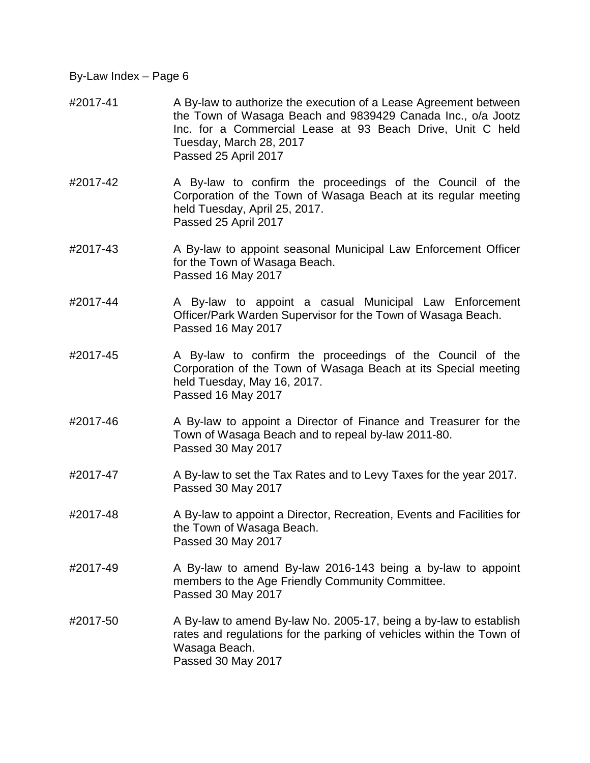| By-law | Description |
| --- | --- |
| #2017-41 | A By-law to authorize the execution of a Lease Agreement between the Town of Wasaga Beach and 9839429 Canada Inc., o/a Jootz Inc. for a Commercial Lease at 93 Beach Drive, Unit C held Tuesday, March 28, 2017<br>Passed 25 April 2017 |
| #2017-42 | A By-law to confirm the proceedings of the Council of the Corporation of the Town of Wasaga Beach at its regular meeting held Tuesday, April 25, 2017.<br>Passed 25 April 2017 |
| #2017-43 | A By-law to appoint seasonal Municipal Law Enforcement Officer for the Town of Wasaga Beach.<br>Passed 16 May 2017 |
| #2017-44 | A By-law to appoint a casual Municipal Law Enforcement Officer/Park Warden Supervisor for the Town of Wasaga Beach.<br>Passed 16 May 2017 |
| #2017-45 | A By-law to confirm the proceedings of the Council of the Corporation of the Town of Wasaga Beach at its Special meeting held Tuesday, May 16, 2017.<br>Passed 16 May 2017 |
| #2017-46 | A By-law to appoint a Director of Finance and Treasurer for the Town of Wasaga Beach and to repeal by-law 2011-80.<br>Passed 30 May 2017 |
| #2017-47 | A By-law to set the Tax Rates and to Levy Taxes for the year 2017.<br>Passed 30 May 2017 |
| #2017-48 | A By-law to appoint a Director, Recreation, Events and Facilities for the Town of Wasaga Beach.<br>Passed 30 May 2017 |
| #2017-49 | A By-law to amend By-law 2016-143 being a by-law to appoint members to the Age Friendly Community Committee.<br>Passed 30 May 2017 |
| #2017-50 | A By-law to amend By-law No. 2005-17, being a by-law to establish rates and regulations for the parking of vehicles within the Town of Wasaga Beach.<br>Passed 30 May 2017 |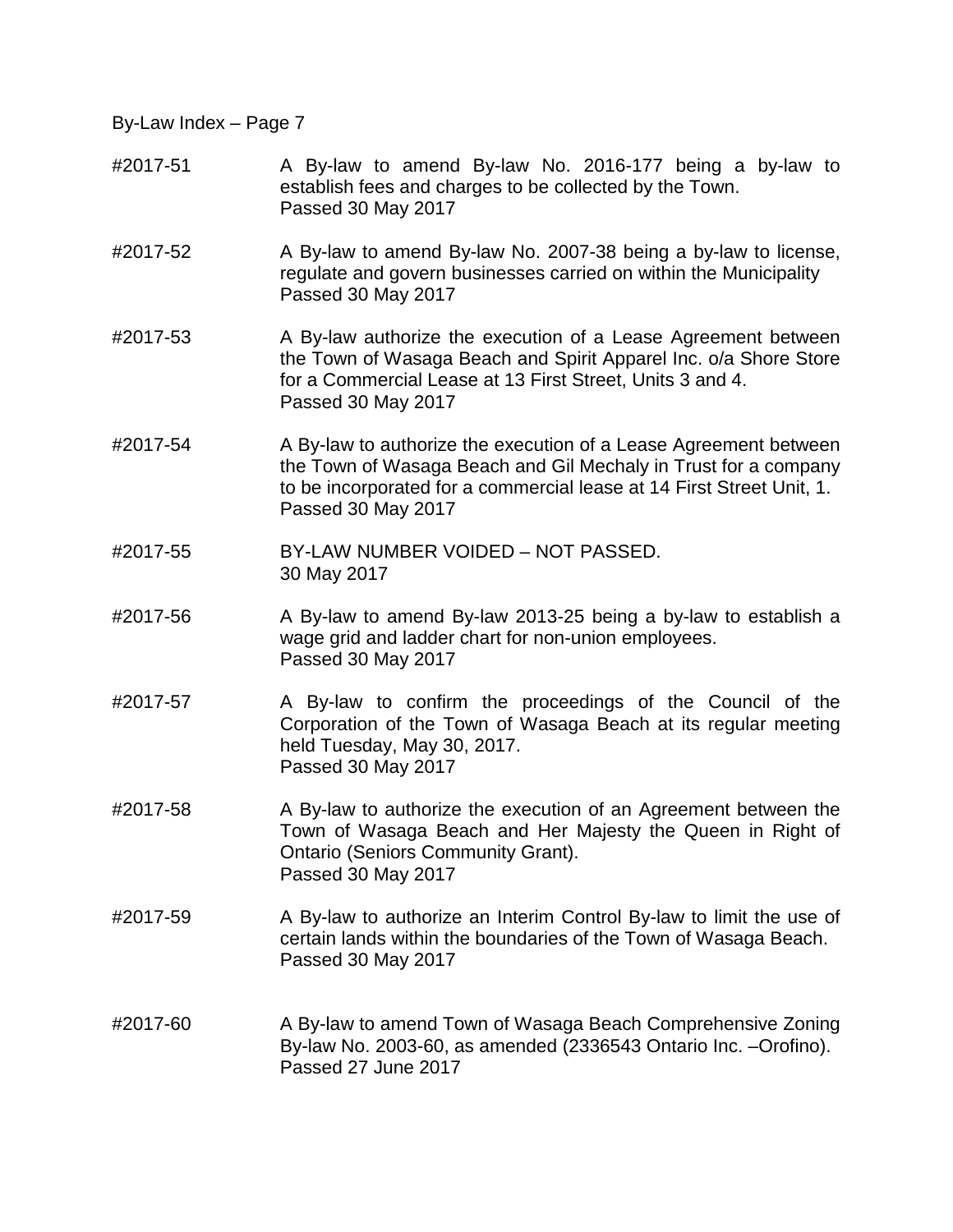#2017-51 A By-law to amend By-law No. 2016-177 being a by-law to establish fees and charges to be collected by the Town.
Passed 30 May 2017

#2017-52 A By-law to amend By-law No. 2007-38 being a by-law to license, regulate and govern businesses carried on within the Municipality
Passed 30 May 2017

#2017-53 A By-law authorize the execution of a Lease Agreement between the Town of Wasaga Beach and Spirit Apparel Inc. o/a Shore Store for a Commercial Lease at 13 First Street, Units 3 and 4.
Passed 30 May 2017

#2017-54 A By-law to authorize the execution of a Lease Agreement between the Town of Wasaga Beach and Gil Mechaly in Trust for a company to be incorporated for a commercial lease at 14 First Street Unit, 1.
Passed 30 May 2017

#2017-55 BY-LAW NUMBER VOIDED – NOT PASSED.
30 May 2017

#2017-56 A By-law to amend By-law 2013-25 being a by-law to establish a wage grid and ladder chart for non-union employees.
Passed 30 May 2017

#2017-57 A By-law to confirm the proceedings of the Council of the Corporation of the Town of Wasaga Beach at its regular meeting held Tuesday, May 30, 2017.
Passed 30 May 2017

#2017-58 A By-law to authorize the execution of an Agreement between the Town of Wasaga Beach and Her Majesty the Queen in Right of Ontario (Seniors Community Grant).
Passed 30 May 2017

#2017-59 A By-law to authorize an Interim Control By-law to limit the use of certain lands within the boundaries of the Town of Wasaga Beach.
Passed 30 May 2017

#2017-60 A By-law to amend Town of Wasaga Beach Comprehensive Zoning By-law No. 2003-60, as amended (2336543 Ontario Inc. –Orofino).
Passed 27 June 2017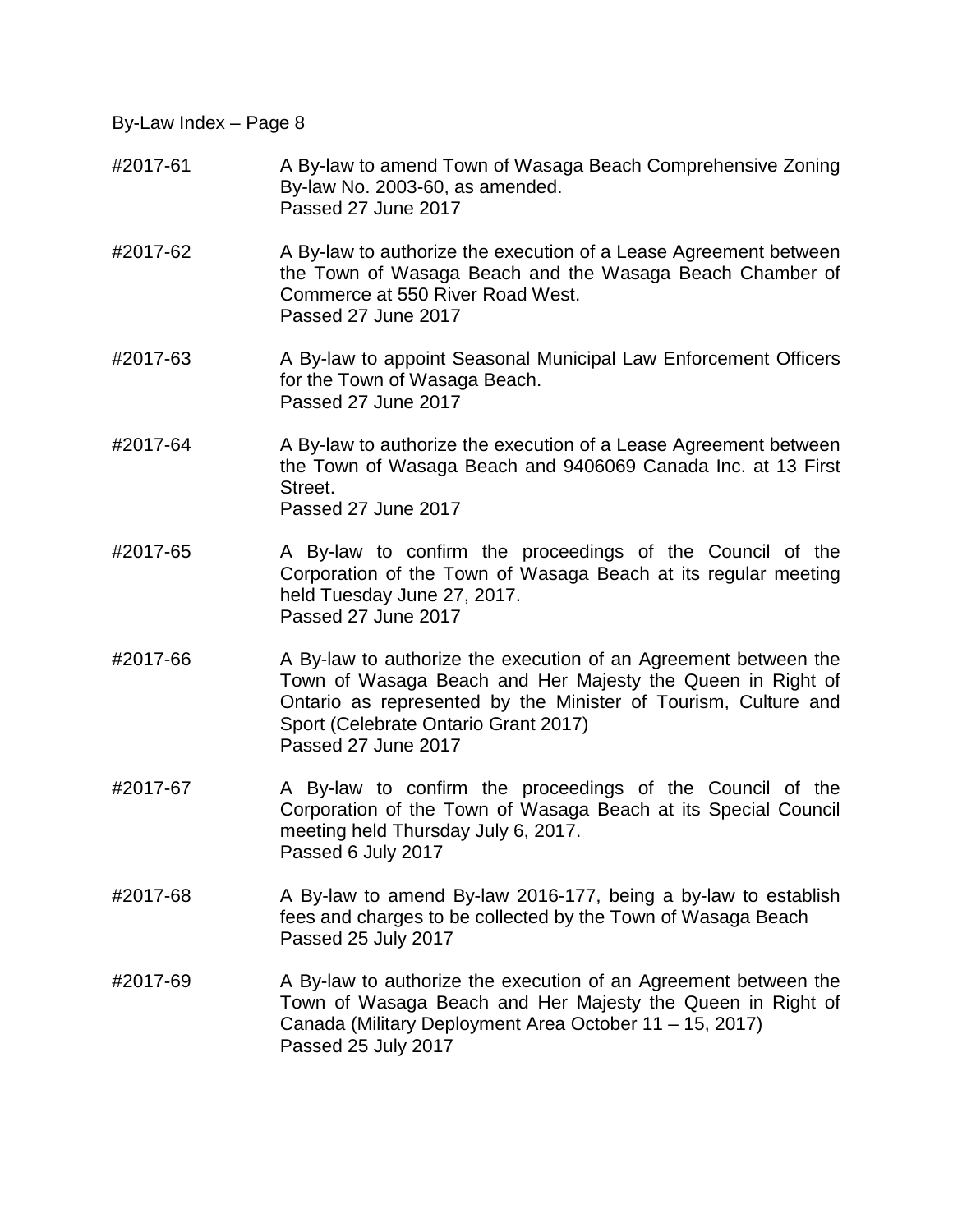#2017-61 A By-law to amend Town of Wasaga Beach Comprehensive Zoning By-law No. 2003-60, as amended.
Passed 27 June 2017

#2017-62 A By-law to authorize the execution of a Lease Agreement between the Town of Wasaga Beach and the Wasaga Beach Chamber of Commerce at 550 River Road West.
Passed 27 June 2017

#2017-63 A By-law to appoint Seasonal Municipal Law Enforcement Officers for the Town of Wasaga Beach.
Passed 27 June 2017

#2017-64 A By-law to authorize the execution of a Lease Agreement between the Town of Wasaga Beach and 9406069 Canada Inc. at 13 First Street.
Passed 27 June 2017

#2017-65 A By-law to confirm the proceedings of the Council of the Corporation of the Town of Wasaga Beach at its regular meeting held Tuesday June 27, 2017.
Passed 27 June 2017

#2017-66 A By-law to authorize the execution of an Agreement between the Town of Wasaga Beach and Her Majesty the Queen in Right of Ontario as represented by the Minister of Tourism, Culture and Sport (Celebrate Ontario Grant 2017)
Passed 27 June 2017

#2017-67 A By-law to confirm the proceedings of the Council of the Corporation of the Town of Wasaga Beach at its Special Council meeting held Thursday July 6, 2017.
Passed 6 July 2017

#2017-68 A By-law to amend By-law 2016-177, being a by-law to establish fees and charges to be collected by the Town of Wasaga Beach
Passed 25 July 2017

#2017-69 A By-law to authorize the execution of an Agreement between the Town of Wasaga Beach and Her Majesty the Queen in Right of Canada (Military Deployment Area October 11 – 15, 2017)
Passed 25 July 2017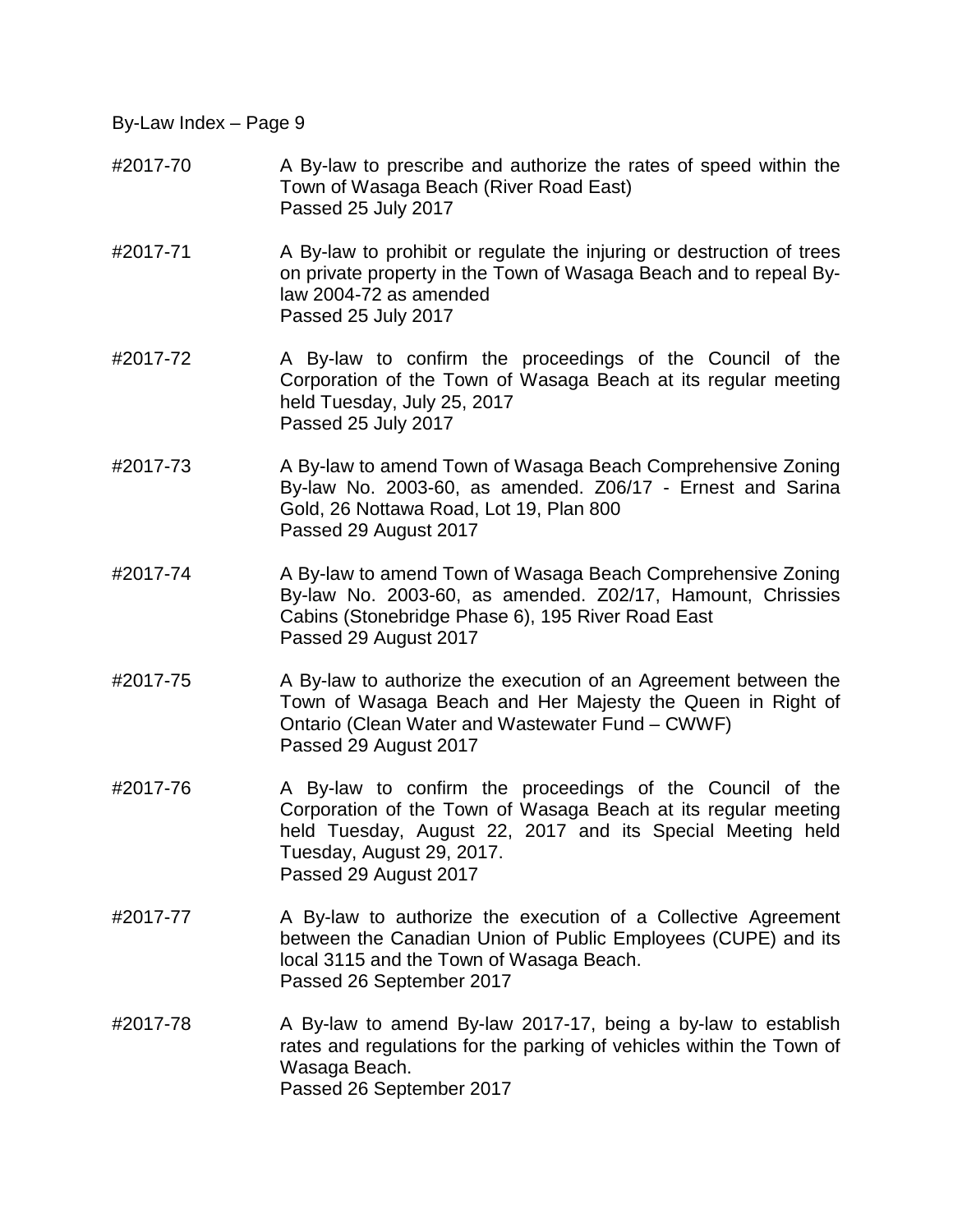#2017-70 A By-law to prescribe and authorize the rates of speed within the Town of Wasaga Beach (River Road East)
Passed 25 July 2017

#2017-71 A By-law to prohibit or regulate the injuring or destruction of trees on private property in the Town of Wasaga Beach and to repeal By-law 2004-72 as amended
Passed 25 July 2017

#2017-72 A By-law to confirm the proceedings of the Council of the Corporation of the Town of Wasaga Beach at its regular meeting held Tuesday, July 25, 2017
Passed 25 July 2017

#2017-73 A By-law to amend Town of Wasaga Beach Comprehensive Zoning By-law No. 2003-60, as amended. Z06/17 - Ernest and Sarina Gold, 26 Nottawa Road, Lot 19, Plan 800
Passed 29 August 2017

#2017-74 A By-law to amend Town of Wasaga Beach Comprehensive Zoning By-law No. 2003-60, as amended. Z02/17, Hamount, Chrissies Cabins (Stonebridge Phase 6), 195 River Road East
Passed 29 August 2017

#2017-75 A By-law to authorize the execution of an Agreement between the Town of Wasaga Beach and Her Majesty the Queen in Right of Ontario (Clean Water and Wastewater Fund – CWWF)
Passed 29 August 2017

#2017-76 A By-law to confirm the proceedings of the Council of the Corporation of the Town of Wasaga Beach at its regular meeting held Tuesday, August 22, 2017 and its Special Meeting held Tuesday, August 29, 2017.
Passed 29 August 2017

#2017-77 A By-law to authorize the execution of a Collective Agreement between the Canadian Union of Public Employees (CUPE) and its local 3115 and the Town of Wasaga Beach.
Passed 26 September 2017

#2017-78 A By-law to amend By-law 2017-17, being a by-law to establish rates and regulations for the parking of vehicles within the Town of Wasaga Beach.
Passed 26 September 2017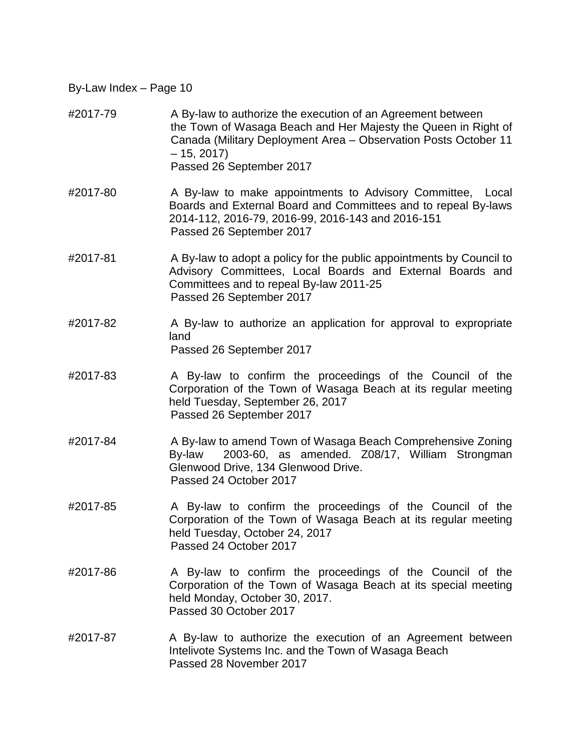By-Law Index – Page 10

| | |
|---|---|
| #2017-79 | A By-law to authorize the execution of an Agreement between the Town of Wasaga Beach and Her Majesty the Queen in Right of Canada (Military Deployment Area – Observation Posts October 11 – 15, 2017)<br>Passed 26 September 2017 |
| #2017-80 | A By-law to make appointments to Advisory Committee, Local Boards and External Board and Committees and to repeal By-laws 2014-112, 2016-79, 2016-99, 2016-143 and 2016-151<br>Passed 26 September 2017 |
| #2017-81 | A By-law to adopt a policy for the public appointments by Council to Advisory Committees, Local Boards and External Boards and Committees and to repeal By-law 2011-25<br>Passed 26 September 2017 |
| #2017-82 | A By-law to authorize an application for approval to expropriate land<br>Passed 26 September 2017 |
| #2017-83 | A By-law to confirm the proceedings of the Council of the Corporation of the Town of Wasaga Beach at its regular meeting held Tuesday, September 26, 2017<br>Passed 26 September 2017 |
| #2017-84 | A By-law to amend Town of Wasaga Beach Comprehensive Zoning By-law 2003-60, as amended. Z08/17, William Strongman Glenwood Drive, 134 Glenwood Drive.<br>Passed 24 October 2017 |
| #2017-85 | A By-law to confirm the proceedings of the Council of the Corporation of the Town of Wasaga Beach at its regular meeting held Tuesday, October 24, 2017<br>Passed 24 October 2017 |
| #2017-86 | A By-law to confirm the proceedings of the Council of the Corporation of the Town of Wasaga Beach at its special meeting held Monday, October 30, 2017.<br>Passed 30 October 2017 |
| #2017-87 | A By-law to authorize the execution of an Agreement between Intelivote Systems Inc. and the Town of Wasaga Beach<br>Passed 28 November 2017 |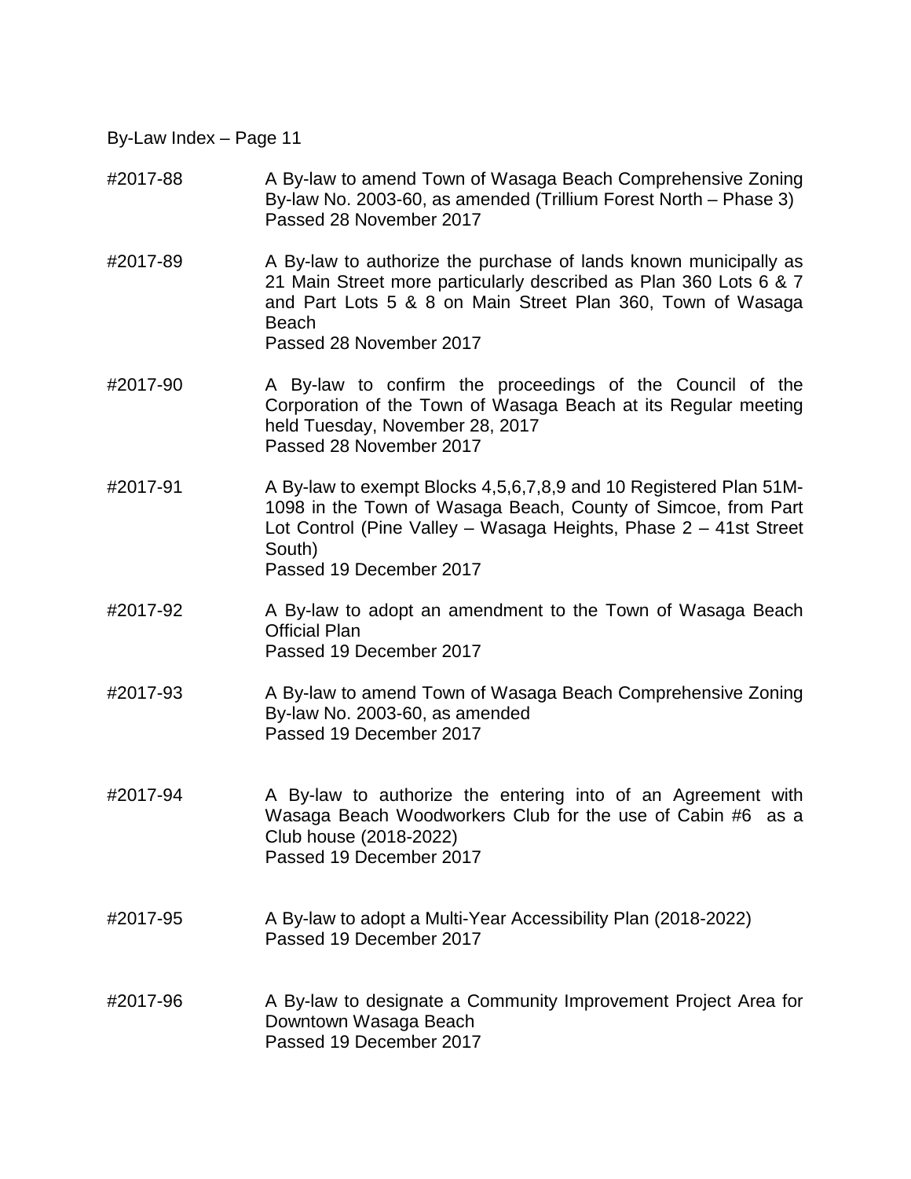By-Law Index – Page 11

#2017-88 A By-law to amend Town of Wasaga Beach Comprehensive Zoning By-law No. 2003-60, as amended (Trillium Forest North – Phase 3)
Passed 28 November 2017

#2017-89 A By-law to authorize the purchase of lands known municipally as 21 Main Street more particularly described as Plan 360 Lots 6 & 7 and Part Lots 5 & 8 on Main Street Plan 360, Town of Wasaga Beach
Passed 28 November 2017

#2017-90 A By-law to confirm the proceedings of the Council of the Corporation of the Town of Wasaga Beach at its Regular meeting held Tuesday, November 28, 2017
Passed 28 November 2017

#2017-91 A By-law to exempt Blocks 4,5,6,7,8,9 and 10 Registered Plan 51M-1098 in the Town of Wasaga Beach, County of Simcoe, from Part Lot Control (Pine Valley – Wasaga Heights, Phase 2 – 41st Street South)
Passed 19 December 2017

#2017-92 A By-law to adopt an amendment to the Town of Wasaga Beach Official Plan
Passed 19 December 2017

#2017-93 A By-law to amend Town of Wasaga Beach Comprehensive Zoning By-law No. 2003-60, as amended
Passed 19 December 2017

#2017-94 A By-law to authorize the entering into of an Agreement with Wasaga Beach Woodworkers Club for the use of Cabin #6 as a Club house (2018-2022)
Passed 19 December 2017

#2017-95 A By-law to adopt a Multi-Year Accessibility Plan (2018-2022)
Passed 19 December 2017

#2017-96 A By-law to designate a Community Improvement Project Area for Downtown Wasaga Beach
Passed 19 December 2017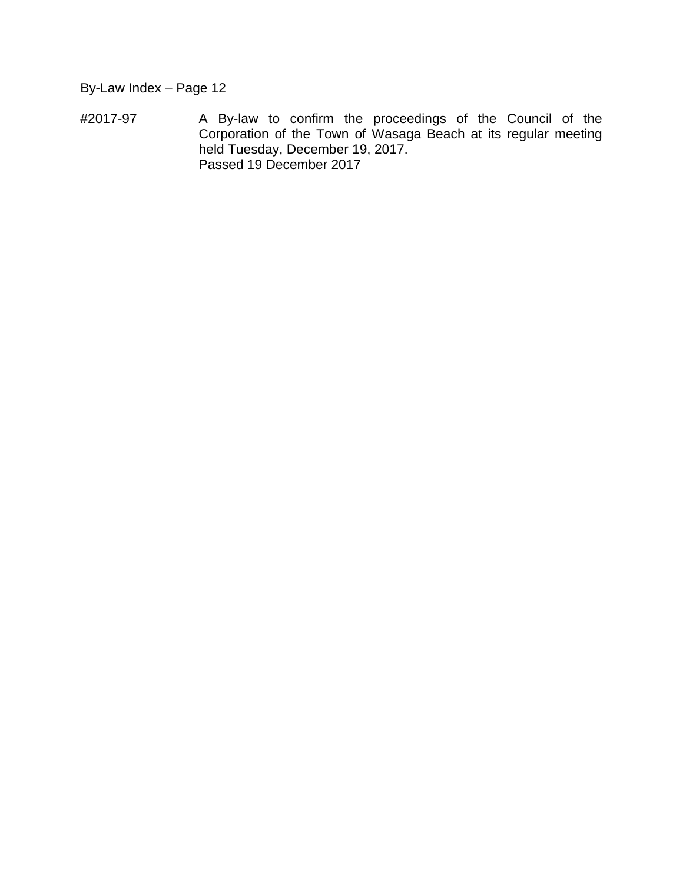#2017-97 A By-law to confirm the proceedings of the Council of the Corporation of the Town of Wasaga Beach at its regular meeting held Tuesday, December 19, 2017.
Passed 19 December 2017